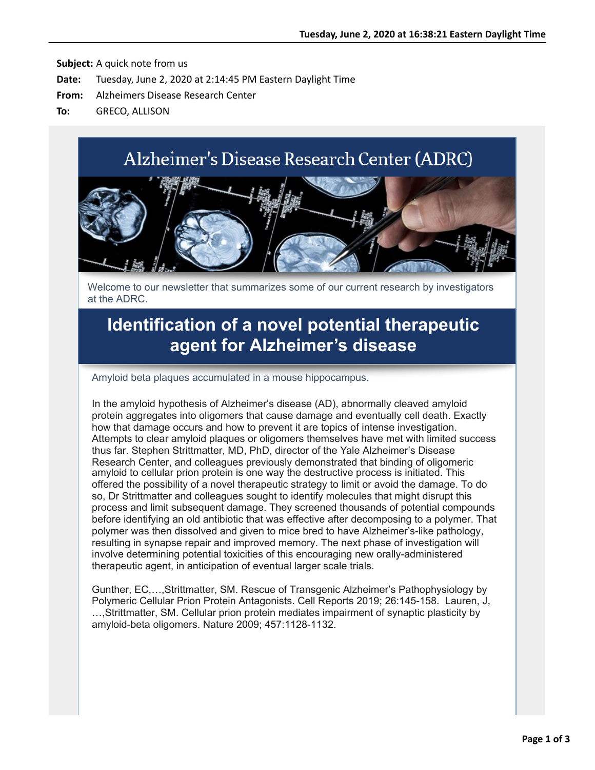**Subject:** A quick note from us
**Date:** Tuesday, June 2, 2020 at 2:14:45 PM Eastern Daylight Time
**From:** Alzheimers Disease Research Center
**To:** GRECO, ALLISON

# Alzheimer's Disease Research Center (ADRC)

Welcome to our newsletter that summarizes some of our current research by investigators at the ADRC.

## Identification of a novel potential therapeutic agent for Alzheimer's disease

Amyloid beta plaques accumulated in a mouse hippocampus.

In the amyloid hypothesis of Alzheimer's disease (AD), abnormally cleaved amyloid protein aggregates into oligomers that cause damage and eventually cell death. Exactly how that damage occurs and how to prevent it are topics of intense investigation. Attempts to clear amyloid plaques or oligomers themselves have met with limited success thus far. Stephen Strittmatter, MD, PhD, director of the Yale Alzheimer's Disease Research Center, and colleagues previously demonstrated that binding of oligomeric amyloid to cellular prion protein is one way the destructive process is initiated. This offered the possibility of a novel therapeutic strategy to limit or avoid the damage. To do so, Dr Strittmatter and colleagues sought to identify molecules that might disrupt this process and limit subsequent damage. They screened thousands of potential compounds before identifying an old antibiotic that was effective after decomposing to a polymer. That polymer was then dissolved and given to mice bred to have Alzheimer's-like pathology, resulting in synapse repair and improved memory. The next phase of investigation will involve determining potential toxicities of this encouraging new orally-administered therapeutic agent, in anticipation of eventual larger scale trials.

Gunther, EC,…,Strittmatter, SM. Rescue of Transgenic Alzheimer's Pathophysiology by Polymeric Cellular Prion Protein Antagonists. Cell Reports 2019; 26:145-158. Lauren, J, …,Strittmatter, SM. Cellular prion protein mediates impairment of synaptic plasticity by amyloid-beta oligomers. Nature 2009; 457:1128-1132.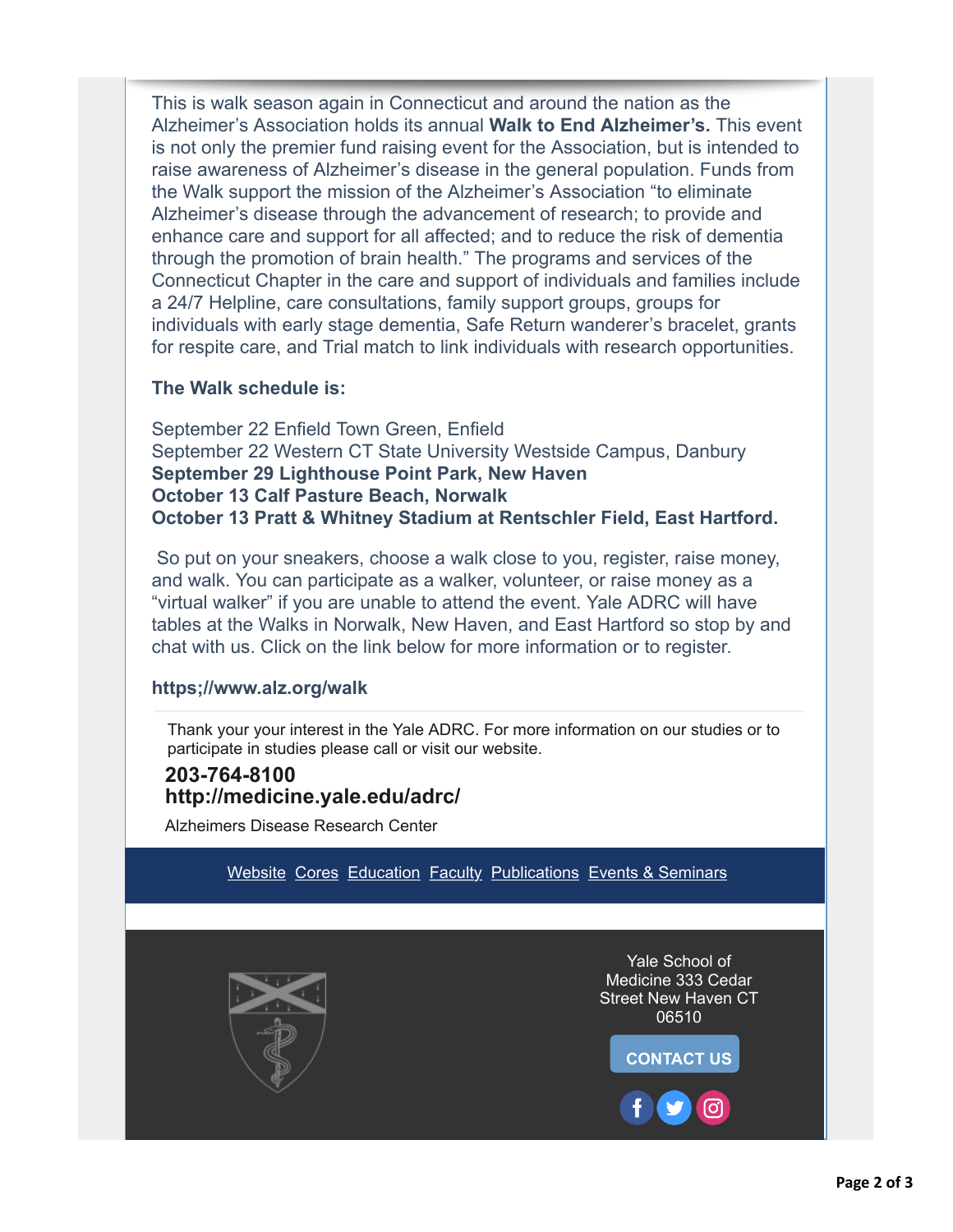This is walk season again in Connecticut and around the nation as the Alzheimer's Association holds its annual **Walk to End Alzheimer's.** This event is not only the premier fund raising event for the Association, but is intended to raise awareness of Alzheimer's disease in the general population. Funds from the Walk support the mission of the Alzheimer's Association "to eliminate Alzheimer's disease through the advancement of research; to provide and enhance care and support for all affected; and to reduce the risk of dementia through the promotion of brain health." The programs and services of the Connecticut Chapter in the care and support of individuals and families include a 24/7 Helpline, care consultations, family support groups, groups for individuals with early stage dementia, Safe Return wanderer's bracelet, grants for respite care, and Trial match to link individuals with research opportunities.

**The Walk schedule is:**

September 22 Enfield Town Green, Enfield
September 22 Western CT State University Westside Campus, Danbury
**September 29 Lighthouse Point Park, New Haven**
**October 13 Calf Pasture Beach, Norwalk**
**October 13 Pratt & Whitney Stadium at Rentschler Field, East Hartford.**

So put on your sneakers, choose a walk close to you, register, raise money, and walk. You can participate as a walker, volunteer, or raise money as a "virtual walker" if you are unable to attend the event. Yale ADRC will have tables at the Walks in Norwalk, New Haven, and East Hartford so stop by and chat with us. Click on the link below for more information or to register.

**https;//www.alz.org/walk**

---

Thank your your interest in the Yale ADRC. For more information on our studies or to participate in studies please call or visit our website.

**203-764-8100**
**http://medicine.yale.edu/adrc/**

Alzheimers Disease Research Center

Website Cores Education Faculty Publications Events & Seminars

Yale School of Medicine 333 Cedar Street New Haven CT 06510

CONTACT US